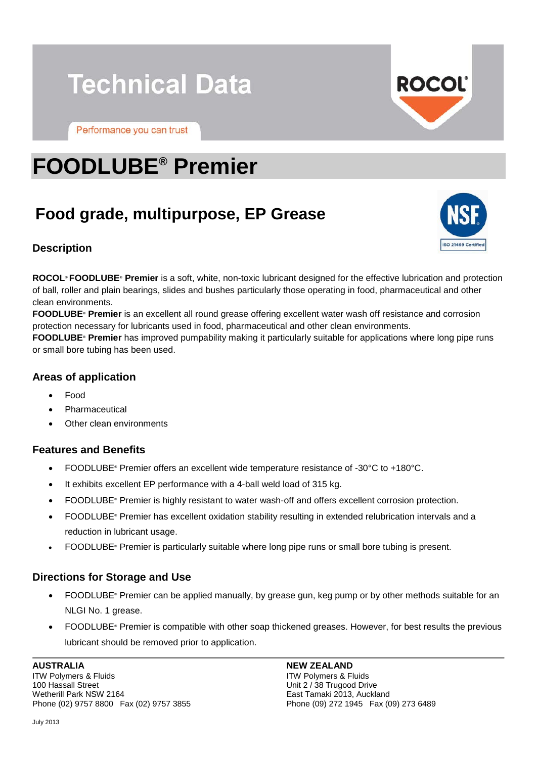# Technical Data

Performance you can trust

# FOODLUBE® Premier

## Food grade, multipurpose, EP Grease

### Description

**ROCOL® FOODLUBE® Premier** is a soft, white, non-toxic lubricant designed for the effective lubrication and protection of ball, roller and plain bearings, slides and bushes particularly those operating in food, pharmaceutical and other clean environments.
**FOODLUBE® Premier** is an excellent all round grease offering excellent water wash off resistance and corrosion protection necessary for lubricants used in food, pharmaceutical and other clean environments.
**FOODLUBE® Premier** has improved pumpability making it particularly suitable for applications where long pipe runs or small bore tubing has been used.

### Areas of application

- Food
- Pharmaceutical
- Other clean environments

### Features and Benefits

- FOODLUBE® Premier offers an excellent wide temperature resistance of -30°C to +180°C.
- It exhibits excellent EP performance with a 4-ball weld load of 315 kg.
- FOODLUBE® Premier is highly resistant to water wash-off and offers excellent corrosion protection.
- FOODLUBE® Premier has excellent oxidation stability resulting in extended relubrication intervals and a reduction in lubricant usage.
- FOODLUBE® Premier is particularly suitable where long pipe runs or small bore tubing is present.

### Directions for Storage and Use

- FOODLUBE® Premier can be applied manually, by grease gun, keg pump or by other methods suitable for an NLGI No. 1 grease.
- FOODLUBE® Premier is compatible with other soap thickened greases. However, for best results the previous lubricant should be removed prior to application.

**AUSTRALIA**
ITW Polymers & Fluids
100 Hassall Street
Wetherill Park NSW 2164
Phone (02) 9757 8800 Fax (02) 9757 3855

**NEW ZEALAND**
ITW Polymers & Fluids
Unit 2 / 38 Trugood Drive
East Tamaki 2013, Auckland
Phone (09) 272 1945 Fax (09) 273 6489

July 2013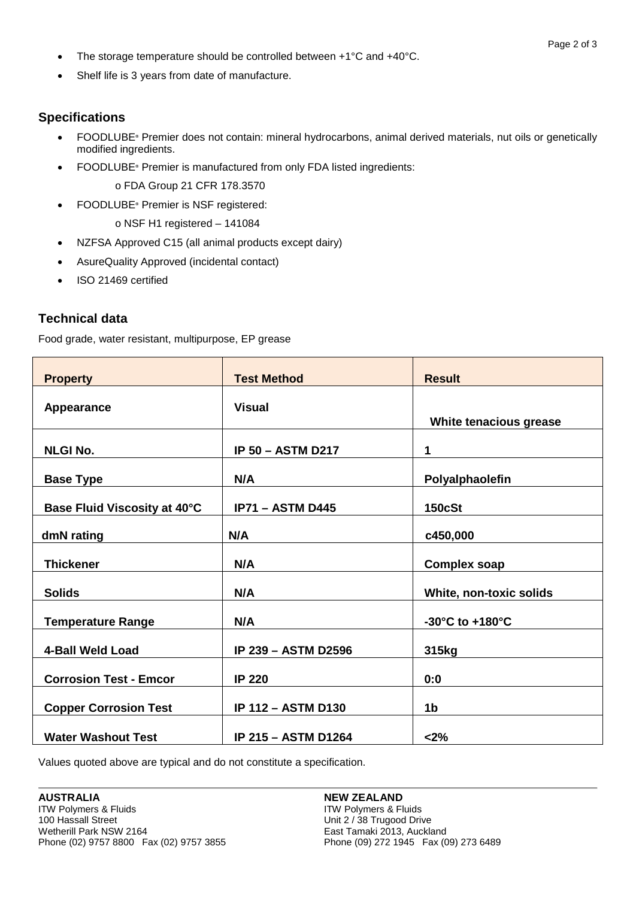- The storage temperature should be controlled between +1°C and +40°C.
- Shelf life is 3 years from date of manufacture.

## Specifications

- FOODLUBE® Premier does not contain: mineral hydrocarbons, animal derived materials, nut oils or genetically modified ingredients.
- FOODLUBE® Premier is manufactured from only FDA listed ingredients:
  - o FDA Group 21 CFR 178.3570
- FOODLUBE® Premier is NSF registered:
  - o NSF H1 registered – 141084
- NZFSA Approved C15 (all animal products except dairy)
- AsureQuality Approved (incidental contact)
- ISO 21469 certified

## Technical data

Food grade, water resistant, multipurpose, EP grease

| Property | Test Method | Result |
|---|---|---|
| **Appearance** | **Visual** | **White tenacious grease** |
| **NLGI No.** | **IP 50 – ASTM D217** | **1** |
| **Base Type** | **N/A** | **Polyalphaolefin** |
| **Base Fluid Viscosity at 40°C** | **IP71 – ASTM D445** | **150cSt** |
| **dmN rating** | **N/A** | **c450,000** |
| **Thickener** | **N/A** | **Complex soap** |
| **Solids** | **N/A** | **White, non-toxic solids** |
| **Temperature Range** | **N/A** | **-30°C to +180°C** |
| **4-Ball Weld Load** | **IP 239 – ASTM D2596** | **315kg** |
| **Corrosion Test - Emcor** | **IP 220** | **0:0** |
| **Copper Corrosion Test** | **IP 112 – ASTM D130** | **1b** |
| **Water Washout Test** | **IP 215 – ASTM D1264** | **<2%** |

Values quoted above are typical and do not constitute a specification.

**AUSTRALIA**
ITW Polymers & Fluids
100 Hassall Street
Wetherill Park NSW 2164
Phone (02) 9757 8800 Fax (02) 9757 3855

**NEW ZEALAND**
ITW Polymers & Fluids
Unit 2 / 38 Trugood Drive
East Tamaki 2013, Auckland
Phone (09) 272 1945 Fax (09) 273 6489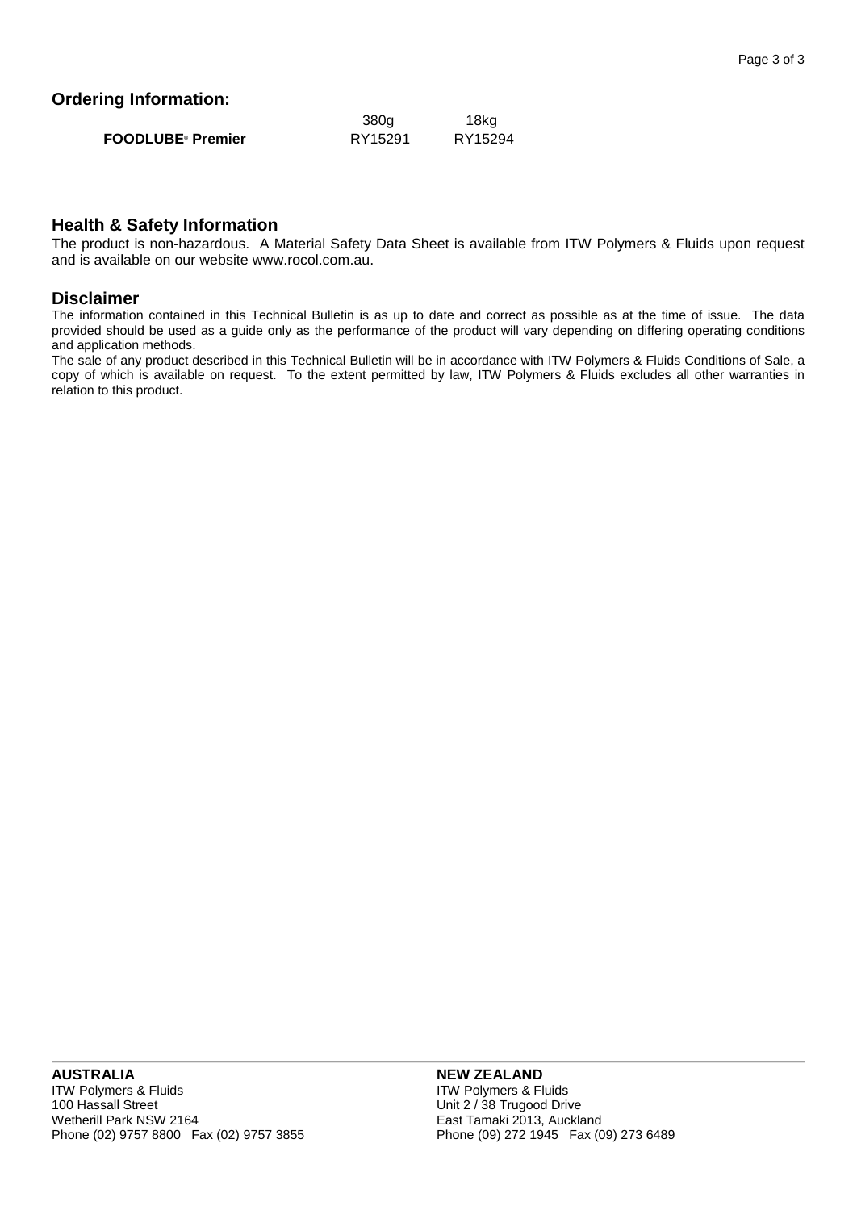## Ordering Information:

| | 380g | 18kg |
|---|---|---|
| **FOODLUBE® Premier** | RY15291 | RY15294 |

## Health & Safety Information

The product is non-hazardous. A Material Safety Data Sheet is available from ITW Polymers & Fluids upon request and is available on our website www.rocol.com.au.

## Disclaimer

The information contained in this Technical Bulletin is as up to date and correct as possible as at the time of issue. The data provided should be used as a guide only as the performance of the product will vary depending on differing operating conditions and application methods.

The sale of any product described in this Technical Bulletin will be in accordance with ITW Polymers & Fluids Conditions of Sale, a copy of which is available on request. To the extent permitted by law, ITW Polymers & Fluids excludes all other warranties in relation to this product.

**AUSTRALIA**
ITW Polymers & Fluids
100 Hassall Street
Wetherill Park NSW 2164
Phone (02) 9757 8800 Fax (02) 9757 3855

**NEW ZEALAND**
ITW Polymers & Fluids
Unit 2 / 38 Trugood Drive
East Tamaki 2013, Auckland
Phone (09) 272 1945 Fax (09) 273 6489